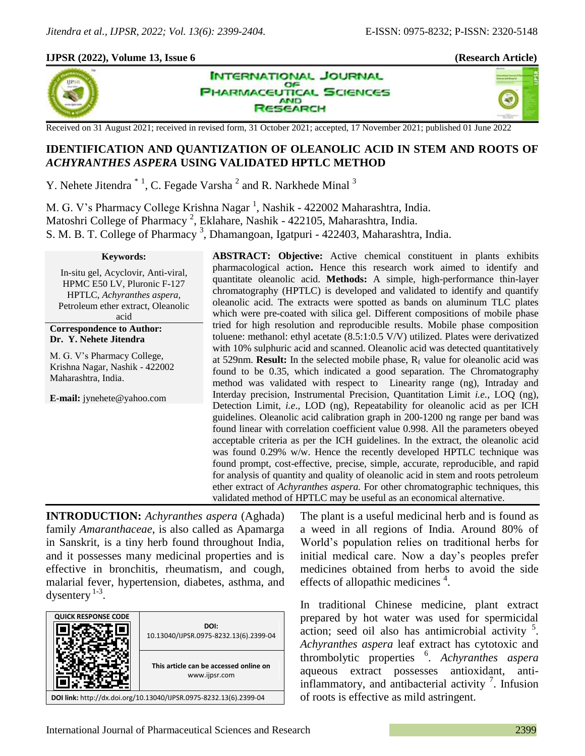**IJPSR (2022), Volume 13, Issue 6** **(Research Article)**

Received on 31 August 2021; received in revised form, 31 October 2021; accepted, 17 November 2021; published 01 June 2022

# IDENTIFICATION AND QUANTIZATION OF OLEANOLIC ACID IN STEM AND ROOTS OF *ACHYRANTHES ASPERA* USING VALIDATED HPTLC METHOD

Y. Nehete Jitendra [*1], C. Fegade Varsha [2] and R. Narkhede Minal [3]

M. G. V's Pharmacy College Krishna Nagar [1], Nashik - 422002 Maharashtra, India.
Matoshri College of Pharmacy [2], Eklahare, Nashik - 422105, Maharashtra, India.
S. M. B. T. College of Pharmacy [3], Dhamangoan, Igatpuri - 422403, Maharashtra, India.

**Keywords:**

In-situ gel, Acyclovir, Anti-viral, HPMC E50 LV, Pluronic F-127 HPTLC, *Achyranthes aspera,* Petroleum ether extract, Oleanolic acid

**Correspondence to Author:**
**Dr. Y. Nehete Jitendra**

M. G. V's Pharmacy College, Krishna Nagar, Nashik - 422002 Maharashtra, India.

**E-mail:** jynehete@yahoo.com

**ABSTRACT: Objective:** Active chemical constituent in plants exhibits pharmacological action**.** Hence this research work aimed to identify and quantitate oleanolic acid. **Methods:** A simple, high-performance thin-layer chromatography (HPTLC) is developed and validated to identify and quantify oleanolic acid. The extracts were spotted as bands on aluminum TLC plates which were pre-coated with silica gel. Different compositions of mobile phase tried for high resolution and reproducible results. Mobile phase composition toluene: methanol: ethyl acetate (8.5:1:0.5 V/V) utilized. Plates were derivatized with 10% sulphuric acid and scanned. Oleanolic acid was detected quantitatively at 529nm. **Result:** In the selected mobile phase, $R_f$ value for oleanolic acid was found to be 0.35, which indicated a good separation. The Chromatography method was validated with respect to Linearity range (ng), Intraday and Interday precision, Instrumental Precision, Quantitation Limit *i.e.,* LOQ (ng), Detection Limit, *i.e*., LOD (ng), Repeatability for oleanolic acid as per ICH guidelines. Oleanolic acid calibration graph in 200-1200 ng range per band was found linear with correlation coefficient value 0.998. All the parameters obeyed acceptable criteria as per the ICH guidelines. In the extract, the oleanolic acid was found 0.29% w/w. Hence the recently developed HPTLC technique was found prompt, cost-effective, precise, simple, accurate, reproducible, and rapid for analysis of quantity and quality of oleanolic acid in stem and roots petroleum ether extract of *Achyranthes aspera.* For other chromatographic techniques, this validated method of HPTLC may be useful as an economical alternative.

**INTRODUCTION:** *Achyranthes aspera* (Aghada) family *Amaranthaceae*, is also called as Apamarga in Sanskrit, is a tiny herb found throughout India, and it possesses many medicinal properties and is effective in bronchitis, rheumatism, and cough, malarial fever, hypertension, diabetes, asthma, and dysentery [1-3].

| QUICK RESPONSE CODE | DOI: 10.13040/IJPSR.0975-8232.13(6).2399-04 |
|---|---|
| | This article can be accessed online on www.ijpsr.com |
| DOI link: http://dx.doi.org/10.13040/IJPSR.0975-8232.13(6).2399-04 | |

The plant is a useful medicinal herb and is found as a weed in all regions of India. Around 80% of World's population relies on traditional herbs for initial medical care. Now a day's peoples prefer medicines obtained from herbs to avoid the side effects of allopathic medicines [4].

In traditional Chinese medicine, plant extract prepared by hot water was used for spermicidal action; seed oil also has antimicrobial activity [5]. *Achyranthes aspera* leaf extract has cytotoxic and thrombolytic properties [6]. *Achyranthes aspera* aqueous extract possesses antioxidant, anti-inflammatory, and antibacterial activity [7]. Infusion of roots is effective as mild astringent.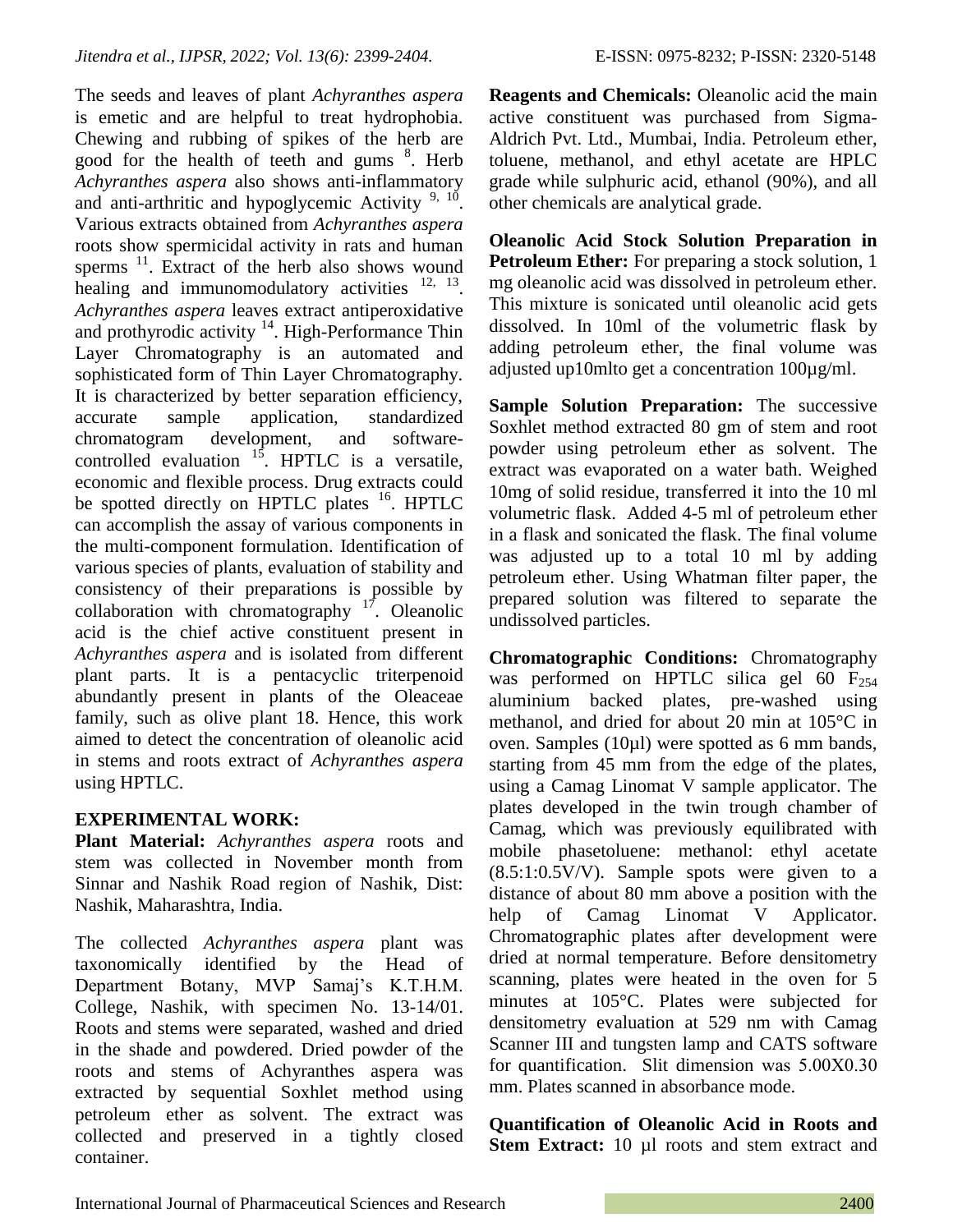The seeds and leaves of plant *Achyranthes aspera* is emetic and are helpful to treat hydrophobia. Chewing and rubbing of spikes of the herb are good for the health of teeth and gums [8]. Herb *Achyranthes aspera* also shows anti-inflammatory and anti-arthritic and hypoglycemic Activity [9, 10]. Various extracts obtained from *Achyranthes aspera* roots show spermicidal activity in rats and human sperms [11]. Extract of the herb also shows wound healing and immunomodulatory activities [12, 13]. *Achyranthes aspera* leaves extract antiperoxidative and prothyrodic activity [14]. High-Performance Thin Layer Chromatography is an automated and sophisticated form of Thin Layer Chromatography. It is characterized by better separation efficiency, accurate sample application, standardized chromatogram development, and software-controlled evaluation [15]. HPTLC is a versatile, economic and flexible process. Drug extracts could be spotted directly on HPTLC plates [16]. HPTLC can accomplish the assay of various components in the multi-component formulation. Identification of various species of plants, evaluation of stability and consistency of their preparations is possible by collaboration with chromatography [17]. Oleanolic acid is the chief active constituent present in *Achyranthes aspera* and is isolated from different plant parts. It is a pentacyclic triterpenoid abundantly present in plants of the Oleaceae family, such as olive plant 18. Hence, this work aimed to detect the concentration of oleanolic acid in stems and roots extract of *Achyranthes aspera* using HPTLC.

## EXPERIMENTAL WORK:

**Plant Material:** *Achyranthes aspera* roots and stem was collected in November month from Sinnar and Nashik Road region of Nashik, Dist: Nashik, Maharashtra, India.

The collected *Achyranthes aspera* plant was taxonomically identified by the Head of Department Botany, MVP Samaj's K.T.H.M. College, Nashik, with specimen No. 13-14/01. Roots and stems were separated, washed and dried in the shade and powdered. Dried powder of the roots and stems of Achyranthes aspera was extracted by sequential Soxhlet method using petroleum ether as solvent. The extract was collected and preserved in a tightly closed container.

**Reagents and Chemicals:** Oleanolic acid the main active constituent was purchased from Sigma-Aldrich Pvt. Ltd., Mumbai, India. Petroleum ether, toluene, methanol, and ethyl acetate are HPLC grade while sulphuric acid, ethanol (90%), and all other chemicals are analytical grade.

**Oleanolic Acid Stock Solution Preparation in Petroleum Ether:** For preparing a stock solution, 1 mg oleanolic acid was dissolved in petroleum ether. This mixture is sonicated until oleanolic acid gets dissolved. In 10ml of the volumetric flask by adding petroleum ether, the final volume was adjusted up10mlto get a concentration 100µg/ml.

**Sample Solution Preparation:** The successive Soxhlet method extracted 80 gm of stem and root powder using petroleum ether as solvent. The extract was evaporated on a water bath. Weighed 10mg of solid residue, transferred it into the 10 ml volumetric flask. Added 4-5 ml of petroleum ether in a flask and sonicated the flask. The final volume was adjusted up to a total 10 ml by adding petroleum ether. Using Whatman filter paper, the prepared solution was filtered to separate the undissolved particles.

**Chromatographic Conditions:** Chromatography was performed on HPTLC silica gel 60 $F_{254}$ aluminium backed plates, pre-washed using methanol, and dried for about 20 min at 105°C in oven. Samples (10µl) were spotted as 6 mm bands, starting from 45 mm from the edge of the plates, using a Camag Linomat V sample applicator. The plates developed in the twin trough chamber of Camag, which was previously equilibrated with mobile phasetoluene: methanol: ethyl acetate (8.5:1:0.5V/V). Sample spots were given to a distance of about 80 mm above a position with the help of Camag Linomat V Applicator. Chromatographic plates after development were dried at normal temperature. Before densitometry scanning, plates were heated in the oven for 5 minutes at 105°C. Plates were subjected for densitometry evaluation at 529 nm with Camag Scanner III and tungsten lamp and CATS software for quantification. Slit dimension was 5.00X0.30 mm. Plates scanned in absorbance mode.

**Quantification of Oleanolic Acid in Roots and Stem Extract:** 10 µl roots and stem extract and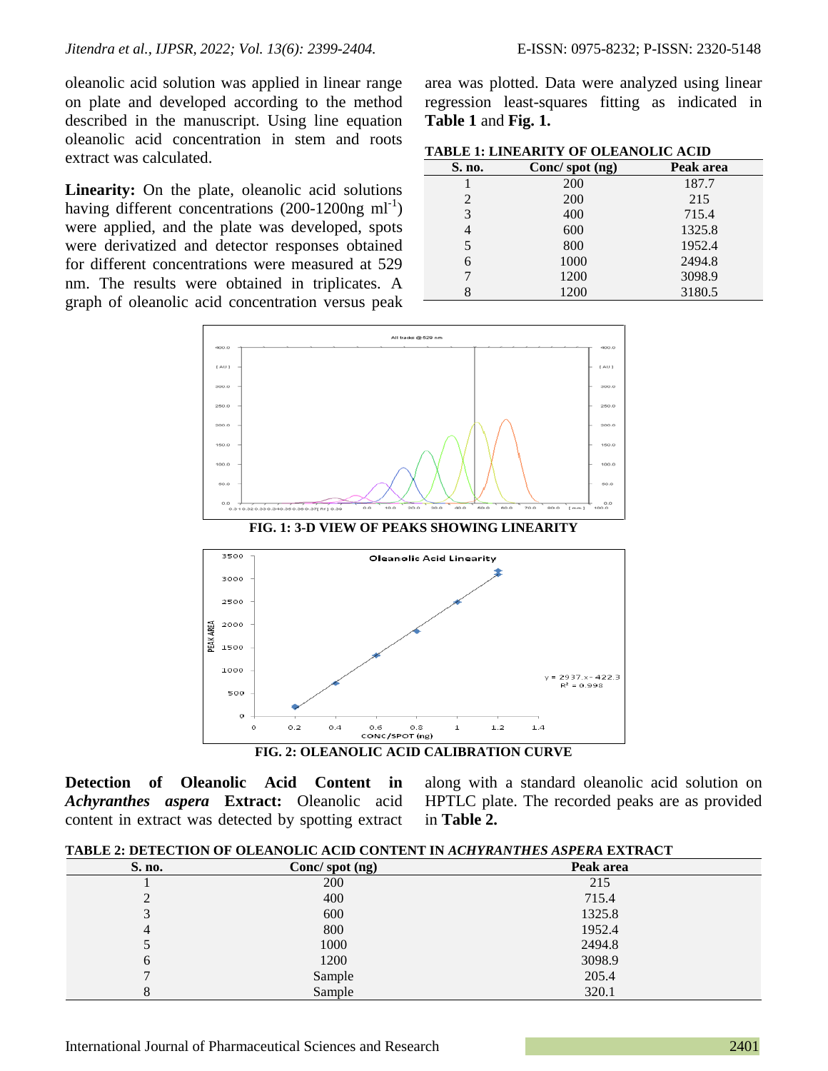oleanolic acid solution was applied in linear range on plate and developed according to the method described in the manuscript. Using line equation oleanolic acid concentration in stem and roots extract was calculated.

**Linearity:** On the plate, oleanolic acid solutions having different concentrations (200-1200ng $ml^{-1}$) were applied, and the plate was developed, spots were derivatized and detector responses obtained for different concentrations were measured at 529 nm. The results were obtained in triplicates. A graph of oleanolic acid concentration versus peak area was plotted. Data were analyzed using linear regression least-squares fitting as indicated in **Table 1** and **Fig. 1.**

**TABLE 1: LINEARITY OF OLEANOLIC ACID**

| S. no. | Conc/ spot (ng) | Peak area |
|---|---|---|
| 1 | 200 | 187.7 |
| 2 | 200 | 215 |
| 3 | 400 | 715.4 |
| 4 | 600 | 1325.8 |
| 5 | 800 | 1952.4 |
| 6 | 1000 | 2494.8 |
| 7 | 1200 | 3098.9 |
| 8 | 1200 | 3180.5 |

**FIG. 1: 3-D VIEW OF PEAKS SHOWING LINEARITY**

**FIG. 2: OLEANOLIC ACID CALIBRATION CURVE**

**Detection of Oleanolic Acid Content in *Achyranthes aspera* Extract:** Oleanolic acid content in extract was detected by spotting extract along with a standard oleanolic acid solution on HPTLC plate. The recorded peaks are as provided in **Table 2.**

**TABLE 2: DETECTION OF OLEANOLIC ACID CONTENT IN *ACHYRANTHES ASPERA* EXTRACT**

| S. no. | Conc/ spot (ng) | Peak area |
|---|---|---|
| 1 | 200 | 215 |
| 2 | 400 | 715.4 |
| 3 | 600 | 1325.8 |
| 4 | 800 | 1952.4 |
| 5 | 1000 | 2494.8 |
| 6 | 1200 | 3098.9 |
| 7 | Sample | 205.4 |
| 8 | Sample | 320.1 |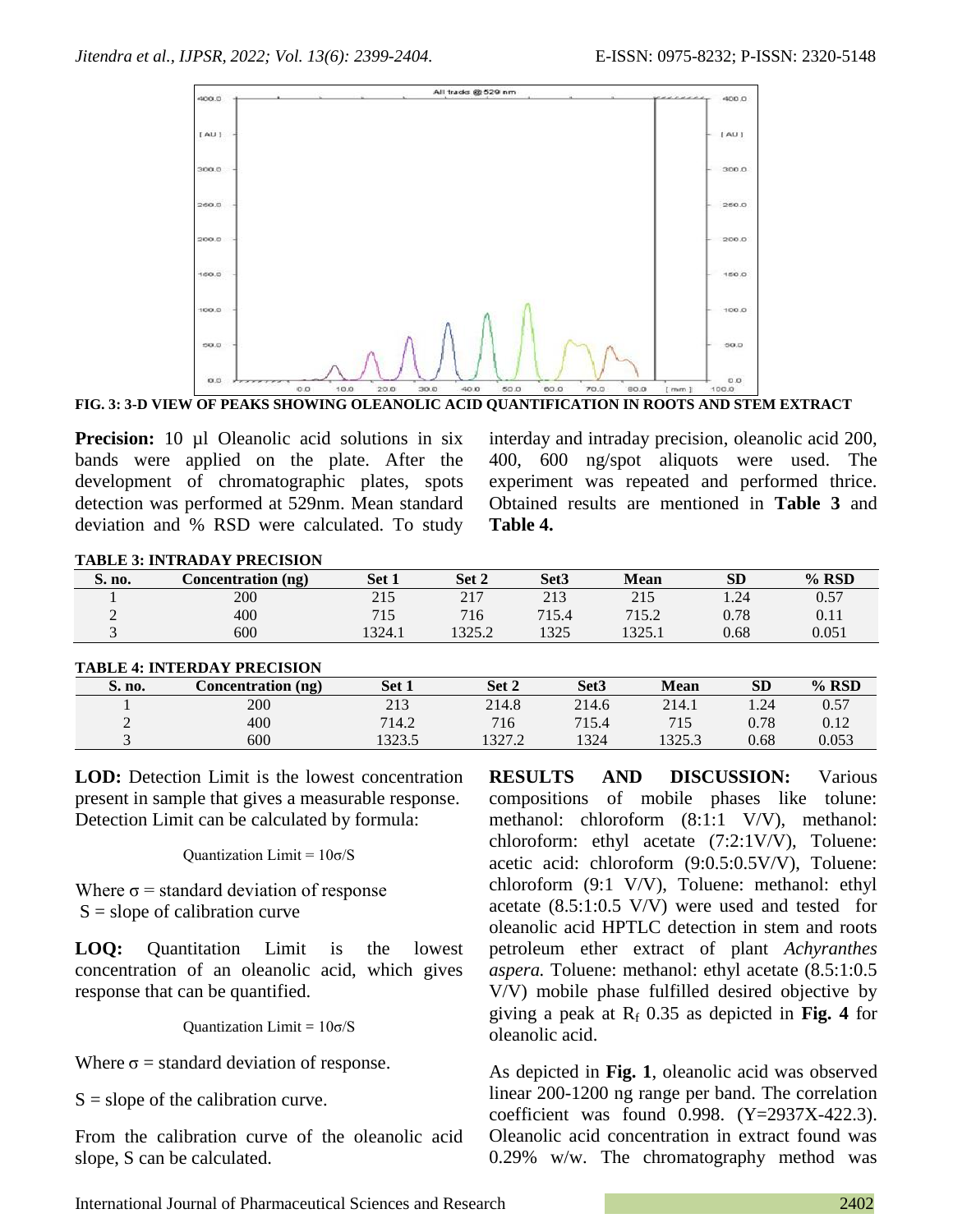FIG. 3: 3-D VIEW OF PEAKS SHOWING OLEANOLIC ACID QUANTIFICATION IN ROOTS AND STEM EXTRACT

**Precision:** 10 µl Oleanolic acid solutions in six bands were applied on the plate. After the development of chromatographic plates, spots detection was performed at 529nm. Mean standard deviation and % RSD were calculated. To study interday and intraday precision, oleanolic acid 200, 400, 600 ng/spot aliquots were used. The experiment was repeated and performed thrice. Obtained results are mentioned in **Table 3** and **Table 4.**

**TABLE 3: INTRADAY PRECISION**

| S. no. | Concentration (ng) | Set 1 | Set 2 | Set3 | Mean | SD | % RSD |
|---|---|---|---|---|---|---|---|
| 1 | 200 | 215 | 217 | 213 | 215 | 1.24 | 0.57 |
| 2 | 400 | 715 | 716 | 715.4 | 715.2 | 0.78 | 0.11 |
| 3 | 600 | 1324.1 | 1325.2 | 1325 | 1325.1 | 0.68 | 0.051 |

**TABLE 4: INTERDAY PRECISION**

| S. no. | Concentration (ng) | Set 1 | Set 2 | Set3 | Mean | SD | % RSD |
|---|---|---|---|---|---|---|---|
| 1 | 200 | 213 | 214.8 | 214.6 | 214.1 | 1.24 | 0.57 |
| 2 | 400 | 714.2 | 716 | 715.4 | 715 | 0.78 | 0.12 |
| 3 | 600 | 1323.5 | 1327.2 | 1324 | 1325.3 | 0.68 | 0.053 |

**LOD:** Detection Limit is the lowest concentration present in sample that gives a measurable response. Detection Limit can be calculated by formula:

$$\text{Quantization Limit} = 10\sigma/S$$

Where $\sigma$ = standard deviation of response
$S$ = slope of calibration curve

**LOQ:** Quantitation Limit is the lowest concentration of an oleanolic acid, which gives response that can be quantified.

$$\text{Quantization Limit} = 10\sigma/S$$

Where $\sigma$ = standard deviation of response.

$S$ = slope of the calibration curve.

From the calibration curve of the oleanolic acid slope, S can be calculated.

**RESULTS AND DISCUSSION:** Various compositions of mobile phases like tolune: methanol: chloroform (8:1:1 V/V), methanol: chloroform: ethyl acetate (7:2:1V/V), Toluene: acetic acid: chloroform (9:0.5:0.5V/V), Toluene: chloroform (9:1 V/V), Toluene: methanol: ethyl acetate (8.5:1:0.5 V/V) were used and tested for oleanolic acid HPTLC detection in stem and roots petroleum ether extract of plant *Achyranthes aspera.* Toluene: methanol: ethyl acetate (8.5:1:0.5 V/V) mobile phase fulfilled desired objective by giving a peak at $R_f$ 0.35 as depicted in **Fig. 4** for oleanolic acid.

As depicted in **Fig. 1**, oleanolic acid was observed linear 200-1200 ng range per band. The correlation coefficient was found 0.998. (Y=2937X-422.3). Oleanolic acid concentration in extract found was 0.29% w/w. The chromatography method was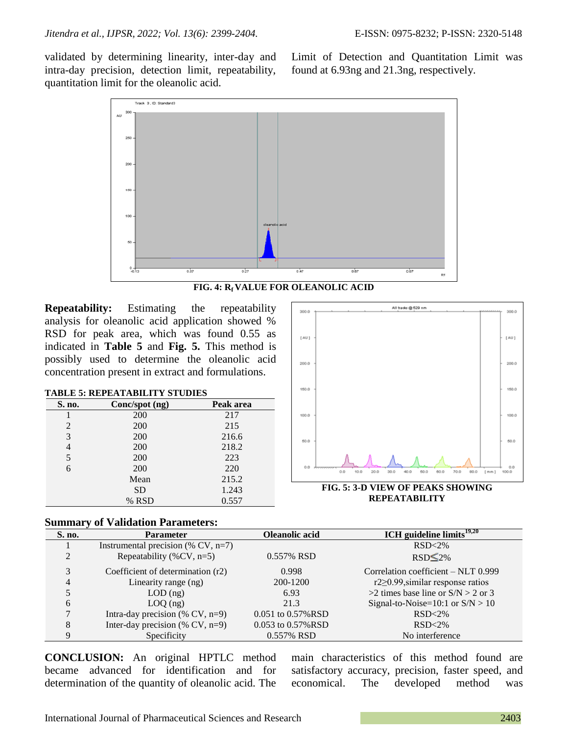validated by determining linearity, inter-day and intra-day precision, detection limit, repeatability, quantitation limit for the oleanolic acid. Limit of Detection and Quantitation Limit was found at 6.93ng and 21.3ng, respectively.

**FIG. 4: $R_f$ VALUE FOR OLEANOLIC ACID**

**Repeatability:** Estimating the repeatability analysis for oleanolic acid application showed % RSD for peak area, which was found 0.55 as indicated in **Table 5** and **Fig. 5.** This method is possibly used to determine the oleanolic acid concentration present in extract and formulations.

**TABLE 5: REPEATABILITY STUDIES**

| S. no. | Conc/spot (ng) | Peak area |
|---|---|---|
| 1 | 200 | 217 |
| 2 | 200 | 215 |
| 3 | 200 | 216.6 |
| 4 | 200 | 218.2 |
| 5 | 200 | 223 |
| 6 | 200 | 220 |
| | Mean | 215.2 |
| | SD | 1.243 |
| | % RSD | 0.557 |

**FIG. 5: 3-D VIEW OF PEAKS SHOWING REPEATABILITY**

**Summary of Validation Parameters:**

| S. no. | Parameter | Oleanolic acid | ICH guideline limits[19,20] |
|---|---|---|---|
| 1 | Instrumental precision (% CV, n=7) | | RSD<2% |
| 2 | Repeatability (%CV, n=5) | 0.557% RSD | RSD≦2% |
| 3 | Coefficient of determination (r2) | 0.998 | Correlation coefficient – NLT 0.999 |
| 4 | Linearity range (ng) | 200-1200 | r2≥0.99,similar response ratios |
| 5 | LOD (ng) | 6.93 | >2 times base line or S/N > 2 or 3 |
| 6 | LOQ (ng) | 21.3 | Signal-to-Noise=10:1 or S/N > 10 |
| 7 | Intra-day precision (% CV, n=9) | 0.051 to 0.57%RSD | RSD<2% |
| 8 | Inter-day precision (% CV, n=9) | 0.053 to 0.57%RSD | RSD<2% |
| 9 | Specificity | 0.557% RSD | No interference |

**CONCLUSION:** An original HPTLC method became advanced for identification and for determination of the quantity of oleanolic acid. The main characteristics of this method found are satisfactory accuracy, precision, faster speed, and economical. The developed method was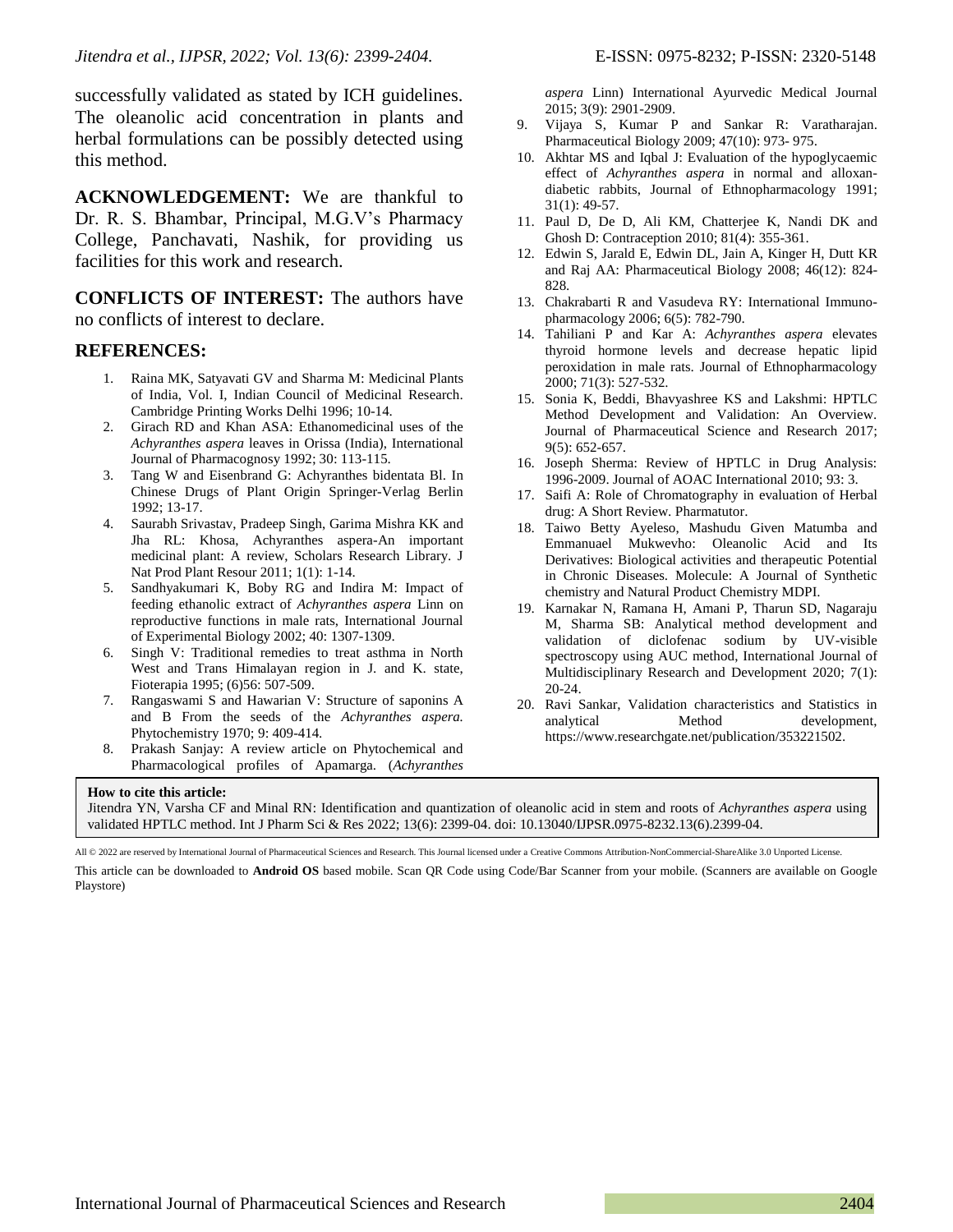successfully validated as stated by ICH guidelines. The oleanolic acid concentration in plants and herbal formulations can be possibly detected using this method.

**ACKNOWLEDGEMENT:** We are thankful to Dr. R. S. Bhambar, Principal, M.G.V's Pharmacy College, Panchavati, Nashik, for providing us facilities for this work and research.

**CONFLICTS OF INTEREST:** The authors have no conflicts of interest to declare.

## REFERENCES:

1. Raina MK, Satyavati GV and Sharma M: Medicinal Plants of India, Vol. I, Indian Council of Medicinal Research. Cambridge Printing Works Delhi 1996; 10-14.
2. Girach RD and Khan ASA: Ethanomedicinal uses of the *Achyranthes aspera* leaves in Orissa (India), International Journal of Pharmacognosy 1992; 30: 113-115.
3. Tang W and Eisenbrand G: Achyranthes bidentata Bl. In Chinese Drugs of Plant Origin Springer-Verlag Berlin 1992; 13-17.
4. Saurabh Srivastav, Pradeep Singh, Garima Mishra KK and Jha RL: Khosa, Achyranthes aspera-An important medicinal plant: A review, Scholars Research Library. J Nat Prod Plant Resour 2011; 1(1): 1-14.
5. Sandhyakumari K, Boby RG and Indira M: Impact of feeding ethanolic extract of *Achyranthes aspera* Linn on reproductive functions in male rats, International Journal of Experimental Biology 2002; 40: 1307-1309.
6. Singh V: Traditional remedies to treat asthma in North West and Trans Himalayan region in J. and K. state, Fioterapia 1995; (6)56: 507-509.
7. Rangaswami S and Hawarian V: Structure of saponins A and B From the seeds of the *Achyranthes aspera.* Phytochemistry 1970; 9: 409-414.
8. Prakash Sanjay: A review article on Phytochemical and Pharmacological profiles of Apamarga. (*Achyranthes aspera* Linn) International Ayurvedic Medical Journal 2015; 3(9): 2901-2909.
9. Vijaya S, Kumar P and Sankar R: Varatharajan. Pharmaceutical Biology 2009; 47(10): 973- 975.
10. Akhtar MS and Iqbal J: Evaluation of the hypoglycaemic effect of *Achyranthes aspera* in normal and alloxan-diabetic rabbits, Journal of Ethnopharmacology 1991; 31(1): 49-57.
11. Paul D, De D, Ali KM, Chatterjee K, Nandi DK and Ghosh D: Contraception 2010; 81(4): 355-361.
12. Edwin S, Jarald E, Edwin DL, Jain A, Kinger H, Dutt KR and Raj AA: Pharmaceutical Biology 2008; 46(12): 824-828.
13. Chakrabarti R and Vasudeva RY: International Immuno-pharmacology 2006; 6(5): 782-790.
14. Tahiliani P and Kar A: *Achyranthes aspera* elevates thyroid hormone levels and decrease hepatic lipid peroxidation in male rats. Journal of Ethnopharmacology 2000; 71(3): 527-532.
15. Sonia K, Beddi, Bhavyashree KS and Lakshmi: HPTLC Method Development and Validation: An Overview. Journal of Pharmaceutical Science and Research 2017; 9(5): 652-657.
16. Joseph Sherma: Review of HPTLC in Drug Analysis: 1996-2009. Journal of AOAC International 2010; 93: 3.
17. Saifi A: Role of Chromatography in evaluation of Herbal drug: A Short Review. Pharmatutor.
18. Taiwo Betty Ayeleso, Mashudu Given Matumba and Emmanuael Mukwevho: Oleanolic Acid and Its Derivatives: Biological activities and therapeutic Potential in Chronic Diseases. Molecule: A Journal of Synthetic chemistry and Natural Product Chemistry MDPI.
19. Karnakar N, Ramana H, Amani P, Tharun SD, Nagaraju M, Sharma SB: Analytical method development and validation of diclofenac sodium by UV-visible spectroscopy using AUC method, International Journal of Multidisciplinary Research and Development 2020; 7(1): 20-24.
20. Ravi Sankar, Validation characteristics and Statistics in analytical Method development, https://www.researchgate.net/publication/353221502.

**How to cite this article:**
Jitendra YN, Varsha CF and Minal RN: Identification and quantization of oleanolic acid in stem and roots of *Achyranthes aspera* using validated HPTLC method. Int J Pharm Sci & Res 2022; 13(6): 2399-04. doi: 10.13040/IJPSR.0975-8232.13(6).2399-04.

All © 2022 are reserved by International Journal of Pharmaceutical Sciences and Research. This Journal licensed under a Creative Commons Attribution-NonCommercial-ShareAlike 3.0 Unported License.

This article can be downloaded to **Android OS** based mobile. Scan QR Code using Code/Bar Scanner from your mobile. (Scanners are available on Google Playstore)